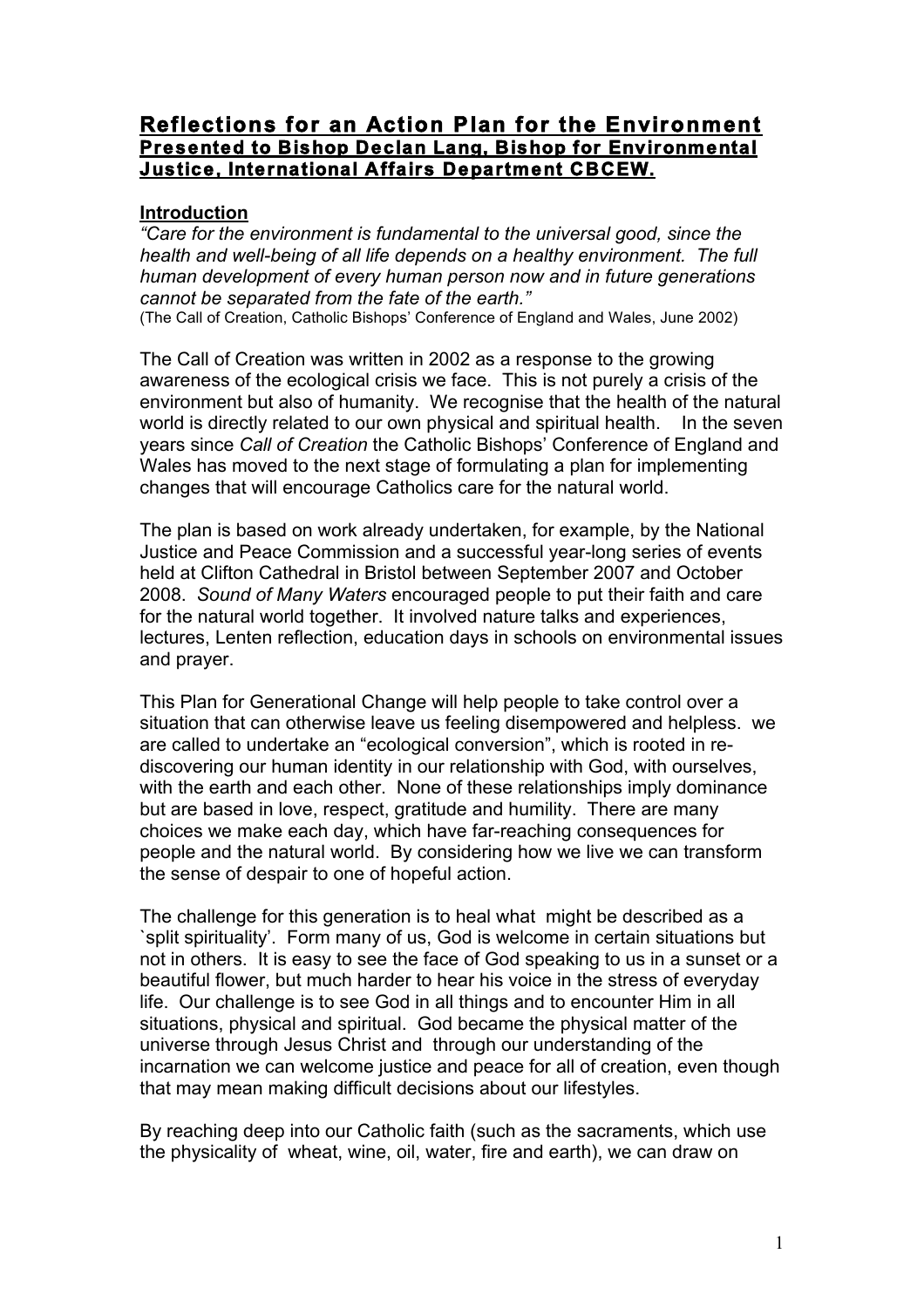# Reflections for an Action Plan for the Environment

## Presented to Bishop Declan Lang, Bishop for Environmental Justice, International Affairs Department CBCEW.

### Introduction

*"Care for the environment is fundamental to the universal good, since the health and well-being of all life depends on a healthy environment. The full human development of every human person now and in future generations cannot be separated from the fate of the earth."*
(The Call of Creation, Catholic Bishops' Conference of England and Wales, June 2002)

The Call of Creation was written in 2002 as a response to the growing awareness of the ecological crisis we face. This is not purely a crisis of the environment but also of humanity. We recognise that the health of the natural world is directly related to our own physical and spiritual health. In the seven years since *Call of Creation* the Catholic Bishops' Conference of England and Wales has moved to the next stage of formulating a plan for implementing changes that will encourage Catholics care for the natural world.

The plan is based on work already undertaken, for example, by the National Justice and Peace Commission and a successful year-long series of events held at Clifton Cathedral in Bristol between September 2007 and October 2008. *Sound of Many Waters* encouraged people to put their faith and care for the natural world together. It involved nature talks and experiences, lectures, Lenten reflection, education days in schools on environmental issues and prayer.

This Plan for Generational Change will help people to take control over a situation that can otherwise leave us feeling disempowered and helpless. we are called to undertake an "ecological conversion", which is rooted in re-discovering our human identity in our relationship with God, with ourselves, with the earth and each other. None of these relationships imply dominance but are based in love, respect, gratitude and humility. There are many choices we make each day, which have far-reaching consequences for people and the natural world. By considering how we live we can transform the sense of despair to one of hopeful action.

The challenge for this generation is to heal what might be described as a `split spirituality'. Form many of us, God is welcome in certain situations but not in others. It is easy to see the face of God speaking to us in a sunset or a beautiful flower, but much harder to hear his voice in the stress of everyday life. Our challenge is to see God in all things and to encounter Him in all situations, physical and spiritual. God became the physical matter of the universe through Jesus Christ and through our understanding of the incarnation we can welcome justice and peace for all of creation, even though that may mean making difficult decisions about our lifestyles.

By reaching deep into our Catholic faith (such as the sacraments, which use the physicality of wheat, wine, oil, water, fire and earth), we can draw on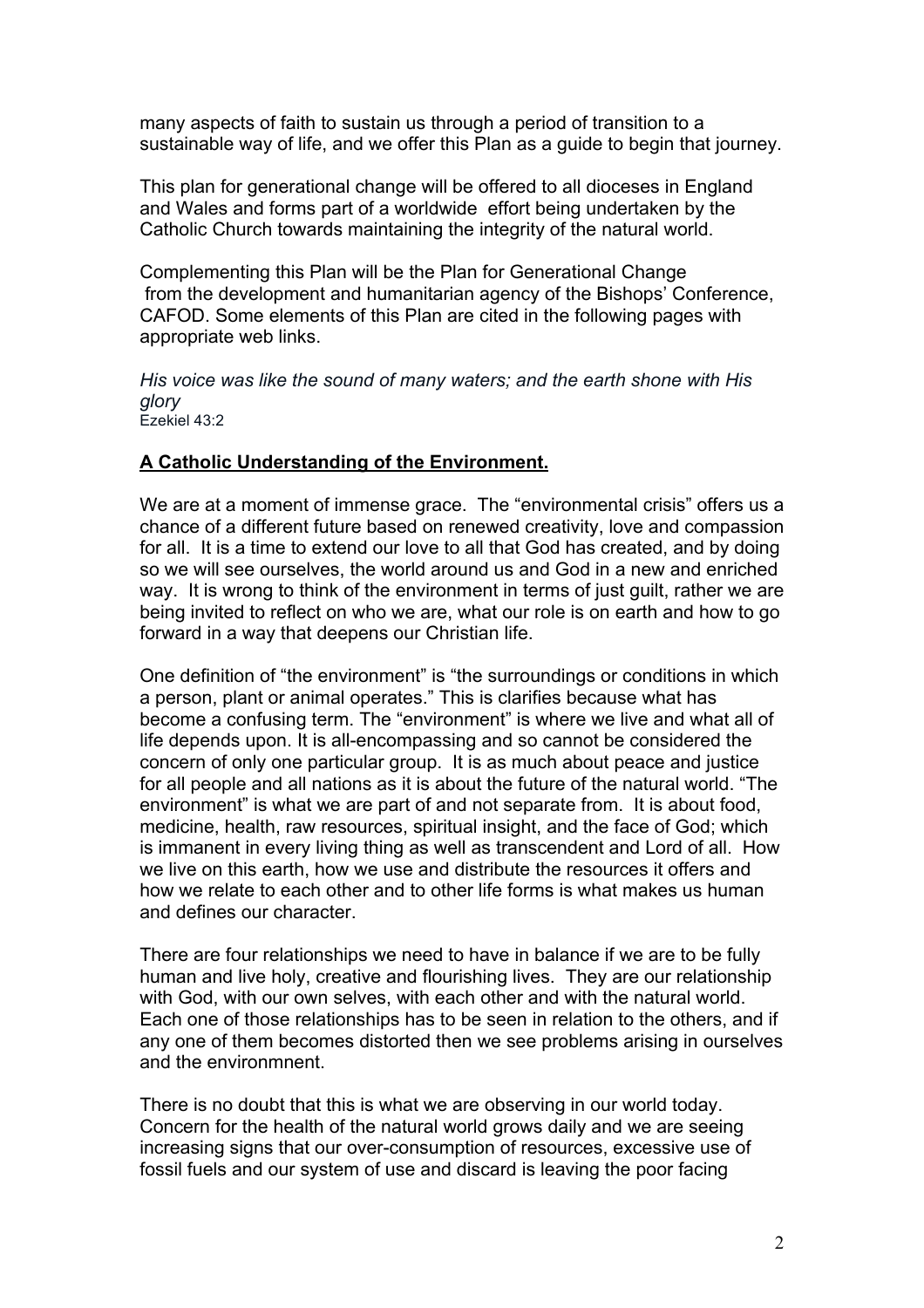many aspects of faith to sustain us through a period of transition to a sustainable way of life, and we offer this Plan as a guide to begin that journey.

This plan for generational change will be offered to all dioceses in England and Wales and forms part of a worldwide effort being undertaken by the Catholic Church towards maintaining the integrity of the natural world.

Complementing this Plan will be the Plan for Generational Change from the development and humanitarian agency of the Bishops' Conference, CAFOD. Some elements of this Plan are cited in the following pages with appropriate web links.

*His voice was like the sound of many waters; and the earth shone with His glory*
Ezekiel 43:2

## **A Catholic Understanding of the Environment.**

We are at a moment of immense grace. The "environmental crisis" offers us a chance of a different future based on renewed creativity, love and compassion for all. It is a time to extend our love to all that God has created, and by doing so we will see ourselves, the world around us and God in a new and enriched way. It is wrong to think of the environment in terms of just guilt, rather we are being invited to reflect on who we are, what our role is on earth and how to go forward in a way that deepens our Christian life.

One definition of "the environment" is "the surroundings or conditions in which a person, plant or animal operates." This is clarifies because what has become a confusing term. The "environment" is where we live and what all of life depends upon. It is all-encompassing and so cannot be considered the concern of only one particular group. It is as much about peace and justice for all people and all nations as it is about the future of the natural world. "The environment" is what we are part of and not separate from. It is about food, medicine, health, raw resources, spiritual insight, and the face of God; which is immanent in every living thing as well as transcendent and Lord of all. How we live on this earth, how we use and distribute the resources it offers and how we relate to each other and to other life forms is what makes us human and defines our character.

There are four relationships we need to have in balance if we are to be fully human and live holy, creative and flourishing lives. They are our relationship with God, with our own selves, with each other and with the natural world. Each one of those relationships has to be seen in relation to the others, and if any one of them becomes distorted then we see problems arising in ourselves and the environmnent.

There is no doubt that this is what we are observing in our world today. Concern for the health of the natural world grows daily and we are seeing increasing signs that our over-consumption of resources, excessive use of fossil fuels and our system of use and discard is leaving the poor facing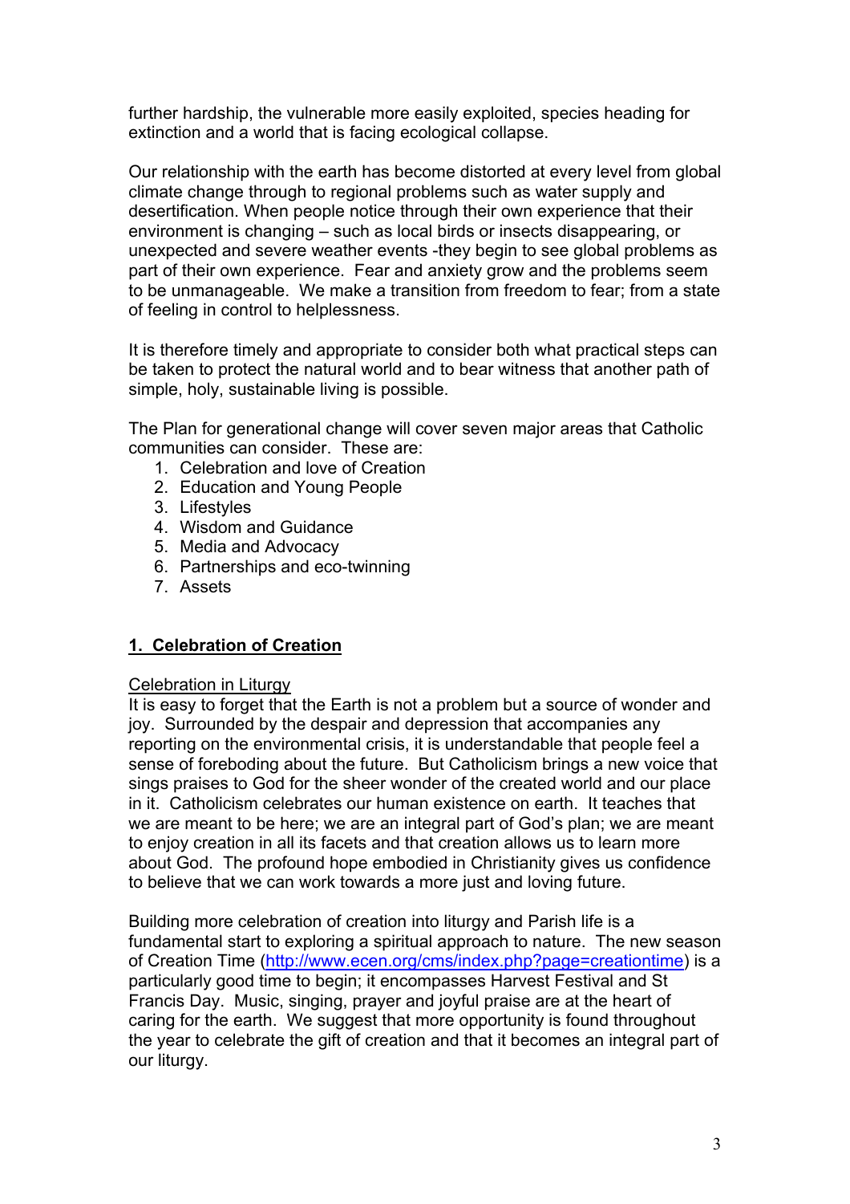further hardship, the vulnerable more easily exploited, species heading for extinction and a world that is facing ecological collapse.

Our relationship with the earth has become distorted at every level from global climate change through to regional problems such as water supply and desertification. When people notice through their own experience that their environment is changing – such as local birds or insects disappearing, or unexpected and severe weather events -they begin to see global problems as part of their own experience. Fear and anxiety grow and the problems seem to be unmanageable. We make a transition from freedom to fear; from a state of feeling in control to helplessness.

It is therefore timely and appropriate to consider both what practical steps can be taken to protect the natural world and to bear witness that another path of simple, holy, sustainable living is possible.

The Plan for generational change will cover seven major areas that Catholic communities can consider. These are:

1. Celebration and love of Creation
2. Education and Young People
3. Lifestyles
4. Wisdom and Guidance
5. Media and Advocacy
6. Partnerships and eco-twinning
7. Assets

## 1. Celebration of Creation

### Celebration in Liturgy

It is easy to forget that the Earth is not a problem but a source of wonder and joy. Surrounded by the despair and depression that accompanies any reporting on the environmental crisis, it is understandable that people feel a sense of foreboding about the future. But Catholicism brings a new voice that sings praises to God for the sheer wonder of the created world and our place in it. Catholicism celebrates our human existence on earth. It teaches that we are meant to be here; we are an integral part of God's plan; we are meant to enjoy creation in all its facets and that creation allows us to learn more about God. The profound hope embodied in Christianity gives us confidence to believe that we can work towards a more just and loving future.

Building more celebration of creation into liturgy and Parish life is a fundamental start to exploring a spiritual approach to nature. The new season of Creation Time (http://www.ecen.org/cms/index.php?page=creationtime) is a particularly good time to begin; it encompasses Harvest Festival and St Francis Day. Music, singing, prayer and joyful praise are at the heart of caring for the earth. We suggest that more opportunity is found throughout the year to celebrate the gift of creation and that it becomes an integral part of our liturgy.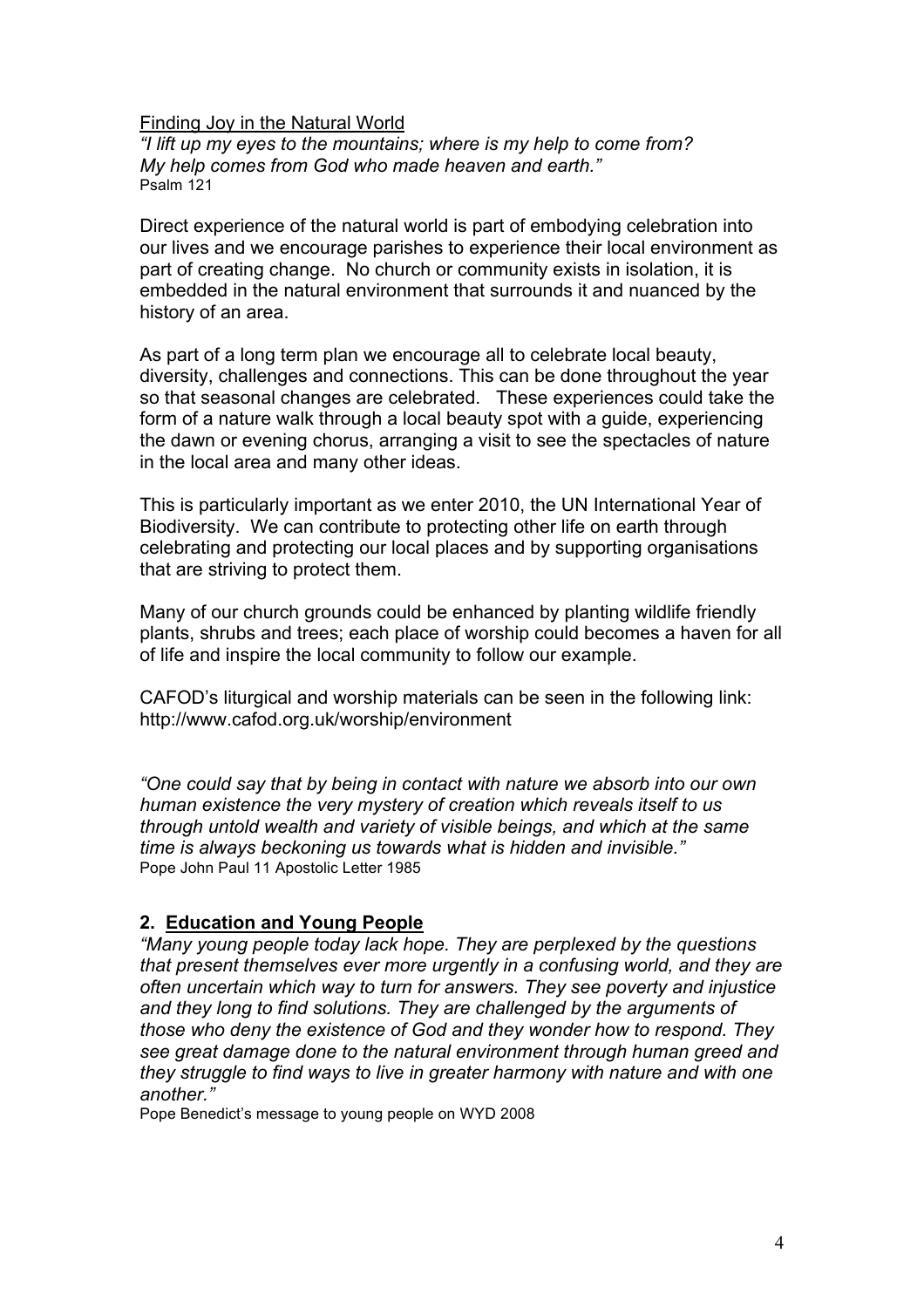<u>Finding Joy in the Natural World</u>

*"I lift up my eyes to the mountains; where is my help to come from?*
*My help comes from God who made heaven and earth."*
Psalm 121

Direct experience of the natural world is part of embodying celebration into our lives and we encourage parishes to experience their local environment as part of creating change. No church or community exists in isolation, it is embedded in the natural environment that surrounds it and nuanced by the history of an area.

As part of a long term plan we encourage all to celebrate local beauty, diversity, challenges and connections. This can be done throughout the year so that seasonal changes are celebrated. These experiences could take the form of a nature walk through a local beauty spot with a guide, experiencing the dawn or evening chorus, arranging a visit to see the spectacles of nature in the local area and many other ideas.

This is particularly important as we enter 2010, the UN International Year of Biodiversity. We can contribute to protecting other life on earth through celebrating and protecting our local places and by supporting organisations that are striving to protect them.

Many of our church grounds could be enhanced by planting wildlife friendly plants, shrubs and trees; each place of worship could becomes a haven for all of life and inspire the local community to follow our example.

CAFOD's liturgical and worship materials can be seen in the following link: http://www.cafod.org.uk/worship/environment

*"One could say that by being in contact with nature we absorb into our own human existence the very mystery of creation which reveals itself to us through untold wealth and variety of visible beings, and which at the same time is always beckoning us towards what is hidden and invisible."*
Pope John Paul 11 Apostolic Letter 1985

## 2. Education and Young People

*"Many young people today lack hope. They are perplexed by the questions that present themselves ever more urgently in a confusing world, and they are often uncertain which way to turn for answers. They see poverty and injustice and they long to find solutions. They are challenged by the arguments of those who deny the existence of God and they wonder how to respond. They see great damage done to the natural environment through human greed and they struggle to find ways to live in greater harmony with nature and with one another."*
Pope Benedict's message to young people on WYD 2008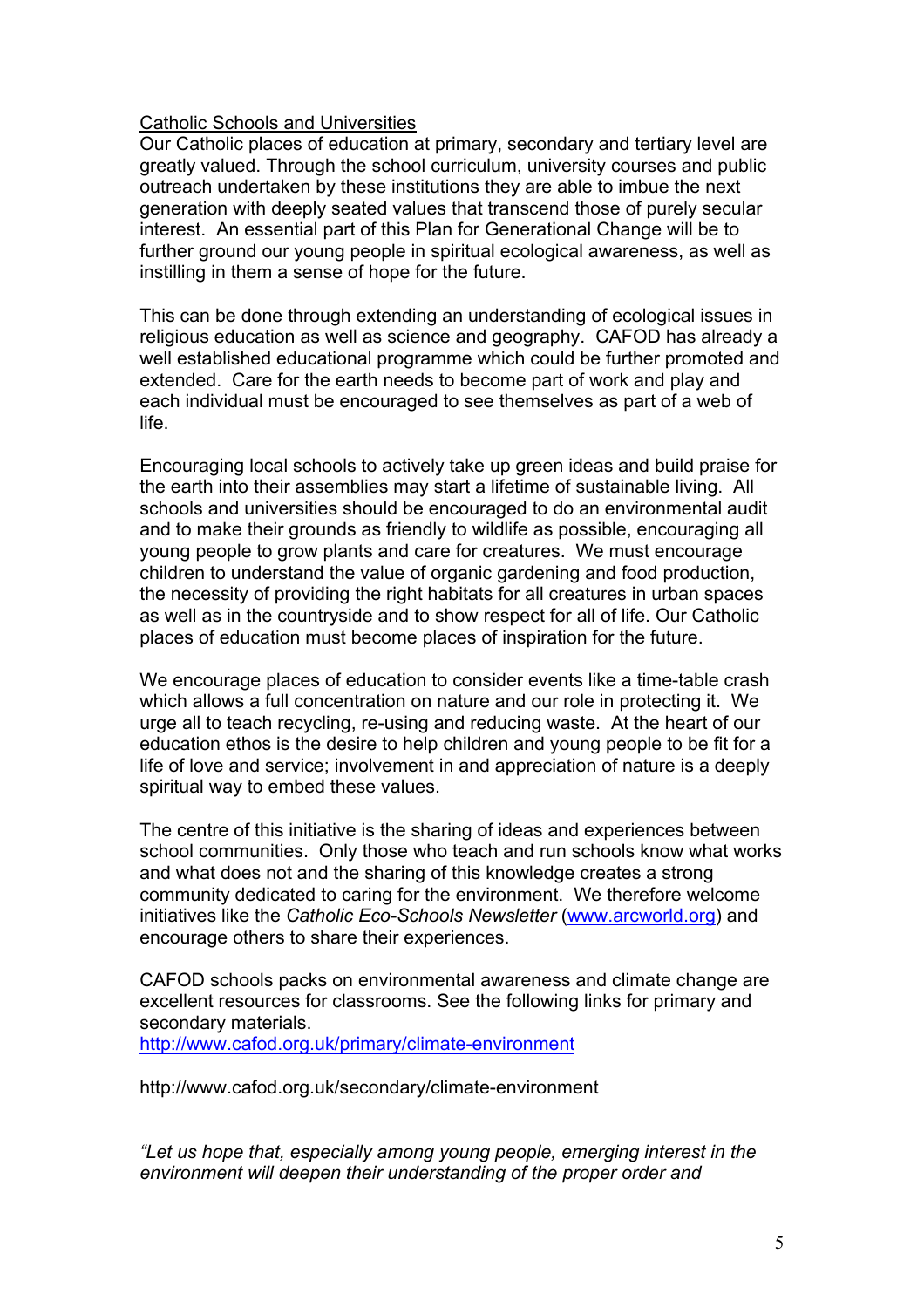Catholic Schools and Universities

Our Catholic places of education at primary, secondary and tertiary level are greatly valued. Through the school curriculum, university courses and public outreach undertaken by these institutions they are able to imbue the next generation with deeply seated values that transcend those of purely secular interest. An essential part of this Plan for Generational Change will be to further ground our young people in spiritual ecological awareness, as well as instilling in them a sense of hope for the future.

This can be done through extending an understanding of ecological issues in religious education as well as science and geography. CAFOD has already a well established educational programme which could be further promoted and extended. Care for the earth needs to become part of work and play and each individual must be encouraged to see themselves as part of a web of life.

Encouraging local schools to actively take up green ideas and build praise for the earth into their assemblies may start a lifetime of sustainable living. All schools and universities should be encouraged to do an environmental audit and to make their grounds as friendly to wildlife as possible, encouraging all young people to grow plants and care for creatures. We must encourage children to understand the value of organic gardening and food production, the necessity of providing the right habitats for all creatures in urban spaces as well as in the countryside and to show respect for all of life. Our Catholic places of education must become places of inspiration for the future.

We encourage places of education to consider events like a time-table crash which allows a full concentration on nature and our role in protecting it. We urge all to teach recycling, re-using and reducing waste. At the heart of our education ethos is the desire to help children and young people to be fit for a life of love and service; involvement in and appreciation of nature is a deeply spiritual way to embed these values.

The centre of this initiative is the sharing of ideas and experiences between school communities. Only those who teach and run schools know what works and what does not and the sharing of this knowledge creates a strong community dedicated to caring for the environment. We therefore welcome initiatives like the *Catholic Eco-Schools Newsletter* (www.arcworld.org) and encourage others to share their experiences.

CAFOD schools packs on environmental awareness and climate change are excellent resources for classrooms. See the following links for primary and secondary materials.
http://www.cafod.org.uk/primary/climate-environment

http://www.cafod.org.uk/secondary/climate-environment

*"Let us hope that, especially among young people, emerging interest in the environment will deepen their understanding of the proper order and*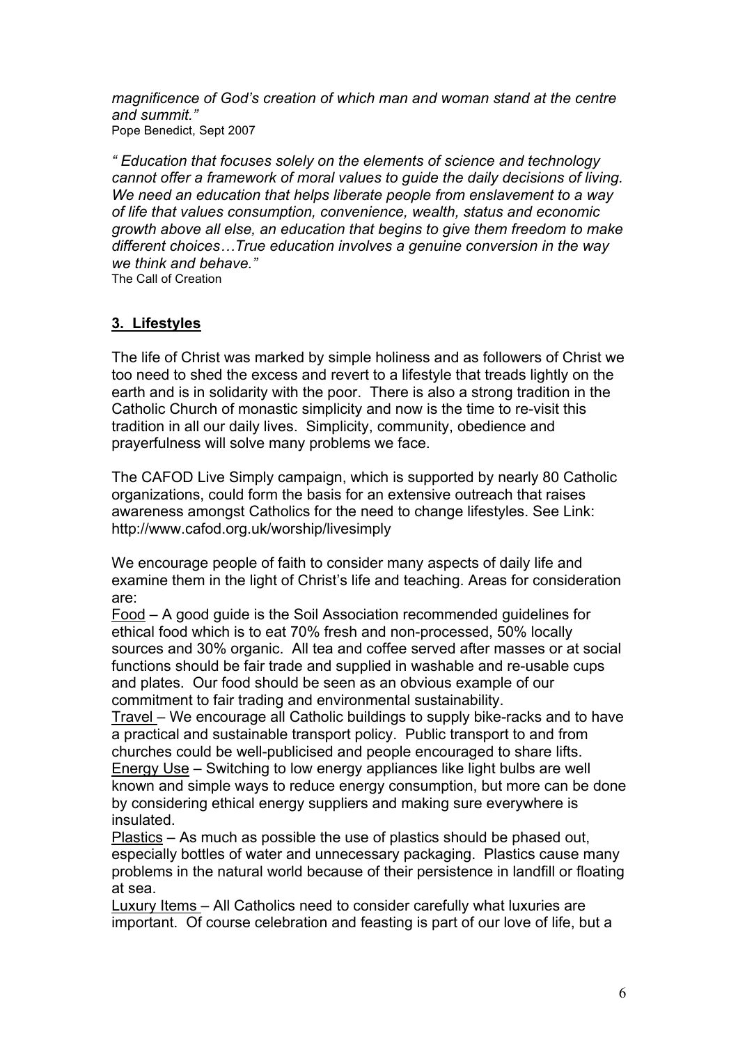*magnificence of God's creation of which man and woman stand at the centre and summit."*
Pope Benedict, Sept 2007

*" Education that focuses solely on the elements of science and technology cannot offer a framework of moral values to guide the daily decisions of living. We need an education that helps liberate people from enslavement to a way of life that values consumption, convenience, wealth, status and economic growth above all else, an education that begins to give them freedom to make different choices…True education involves a genuine conversion in the way we think and behave."*
The Call of Creation

## 3. Lifestyles

The life of Christ was marked by simple holiness and as followers of Christ we too need to shed the excess and revert to a lifestyle that treads lightly on the earth and is in solidarity with the poor. There is also a strong tradition in the Catholic Church of monastic simplicity and now is the time to re-visit this tradition in all our daily lives. Simplicity, community, obedience and prayerfulness will solve many problems we face.

The CAFOD Live Simply campaign, which is supported by nearly 80 Catholic organizations, could form the basis for an extensive outreach that raises awareness amongst Catholics for the need to change lifestyles. See Link: http://www.cafod.org.uk/worship/livesimply

We encourage people of faith to consider many aspects of daily life and examine them in the light of Christ's life and teaching. Areas for consideration are:

Food – A good guide is the Soil Association recommended guidelines for ethical food which is to eat 70% fresh and non-processed, 50% locally sources and 30% organic. All tea and coffee served after masses or at social functions should be fair trade and supplied in washable and re-usable cups and plates. Our food should be seen as an obvious example of our commitment to fair trading and environmental sustainability.

Travel – We encourage all Catholic buildings to supply bike-racks and to have a practical and sustainable transport policy. Public transport to and from churches could be well-publicised and people encouraged to share lifts.

Energy Use – Switching to low energy appliances like light bulbs are well known and simple ways to reduce energy consumption, but more can be done by considering ethical energy suppliers and making sure everywhere is insulated.

Plastics – As much as possible the use of plastics should be phased out, especially bottles of water and unnecessary packaging. Plastics cause many problems in the natural world because of their persistence in landfill or floating at sea.

Luxury Items – All Catholics need to consider carefully what luxuries are important. Of course celebration and feasting is part of our love of life, but a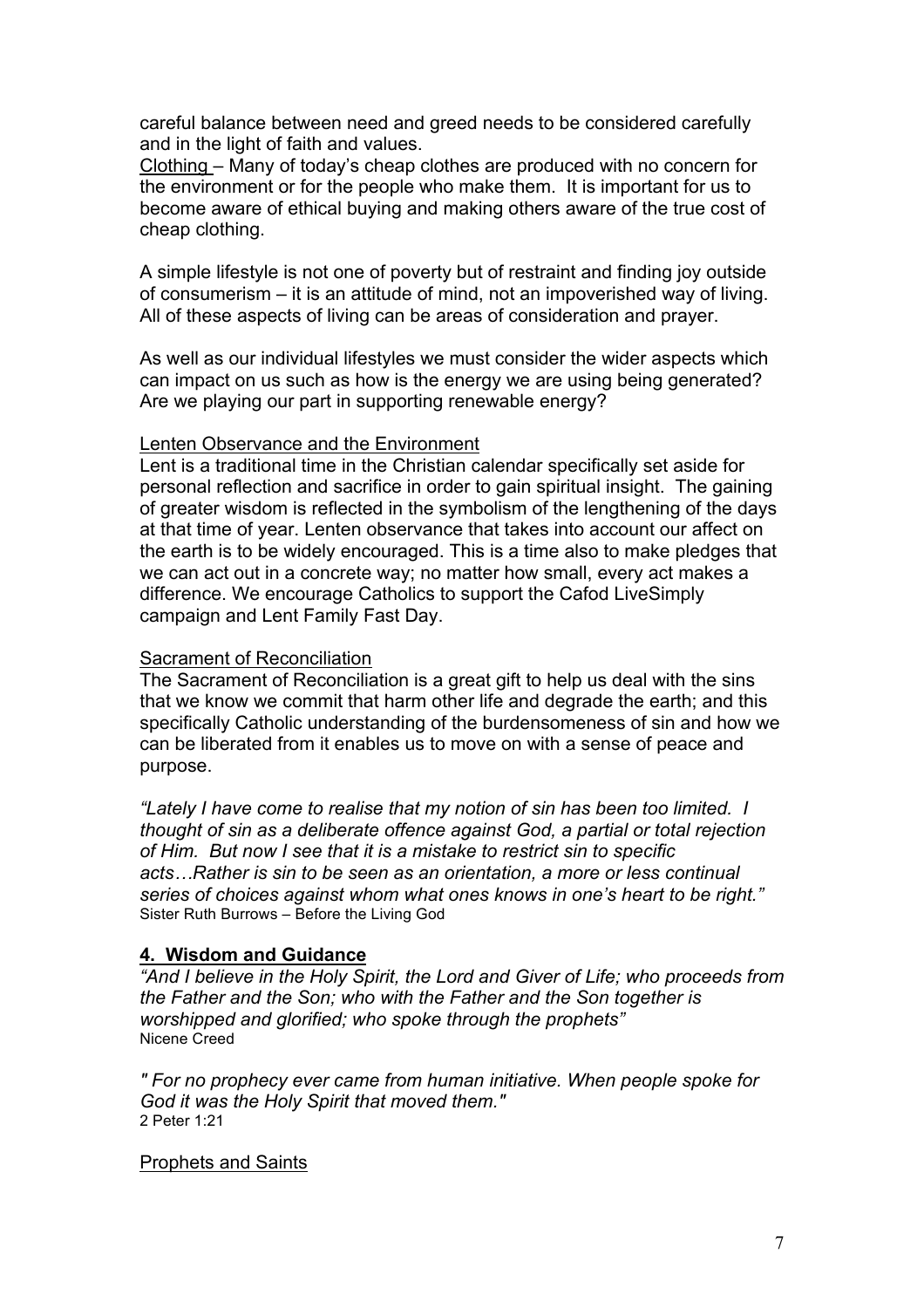careful balance between need and greed needs to be considered carefully and in the light of faith and values.

<u>Clothing</u> – Many of today's cheap clothes are produced with no concern for the environment or for the people who make them. It is important for us to become aware of ethical buying and making others aware of the true cost of cheap clothing.

A simple lifestyle is not one of poverty but of restraint and finding joy outside of consumerism – it is an attitude of mind, not an impoverished way of living. All of these aspects of living can be areas of consideration and prayer.

As well as our individual lifestyles we must consider the wider aspects which can impact on us such as how is the energy we are using being generated? Are we playing our part in supporting renewable energy?

<u>Lenten Observance and the Environment</u>

Lent is a traditional time in the Christian calendar specifically set aside for personal reflection and sacrifice in order to gain spiritual insight. The gaining of greater wisdom is reflected in the symbolism of the lengthening of the days at that time of year. Lenten observance that takes into account our affect on the earth is to be widely encouraged. This is a time also to make pledges that we can act out in a concrete way; no matter how small, every act makes a difference. We encourage Catholics to support the Cafod LiveSimply campaign and Lent Family Fast Day.

<u>Sacrament of Reconciliation</u>

The Sacrament of Reconciliation is a great gift to help us deal with the sins that we know we commit that harm other life and degrade the earth; and this specifically Catholic understanding of the burdensomeness of sin and how we can be liberated from it enables us to move on with a sense of peace and purpose.

*"Lately I have come to realise that my notion of sin has been too limited. I thought of sin as a deliberate offence against God, a partial or total rejection of Him. But now I see that it is a mistake to restrict sin to specific acts…Rather is sin to be seen as an orientation, a more or less continual series of choices against whom what ones knows in one's heart to be right."*
Sister Ruth Burrows – Before the Living God

## 4. Wisdom and Guidance

*"And I believe in the Holy Spirit, the Lord and Giver of Life; who proceeds from the Father and the Son; who with the Father and the Son together is worshipped and glorified; who spoke through the prophets"*
Nicene Creed

*" For no prophecy ever came from human initiative. When people spoke for God it was the Holy Spirit that moved them."*
2 Peter 1:21

<u>Prophets and Saints</u>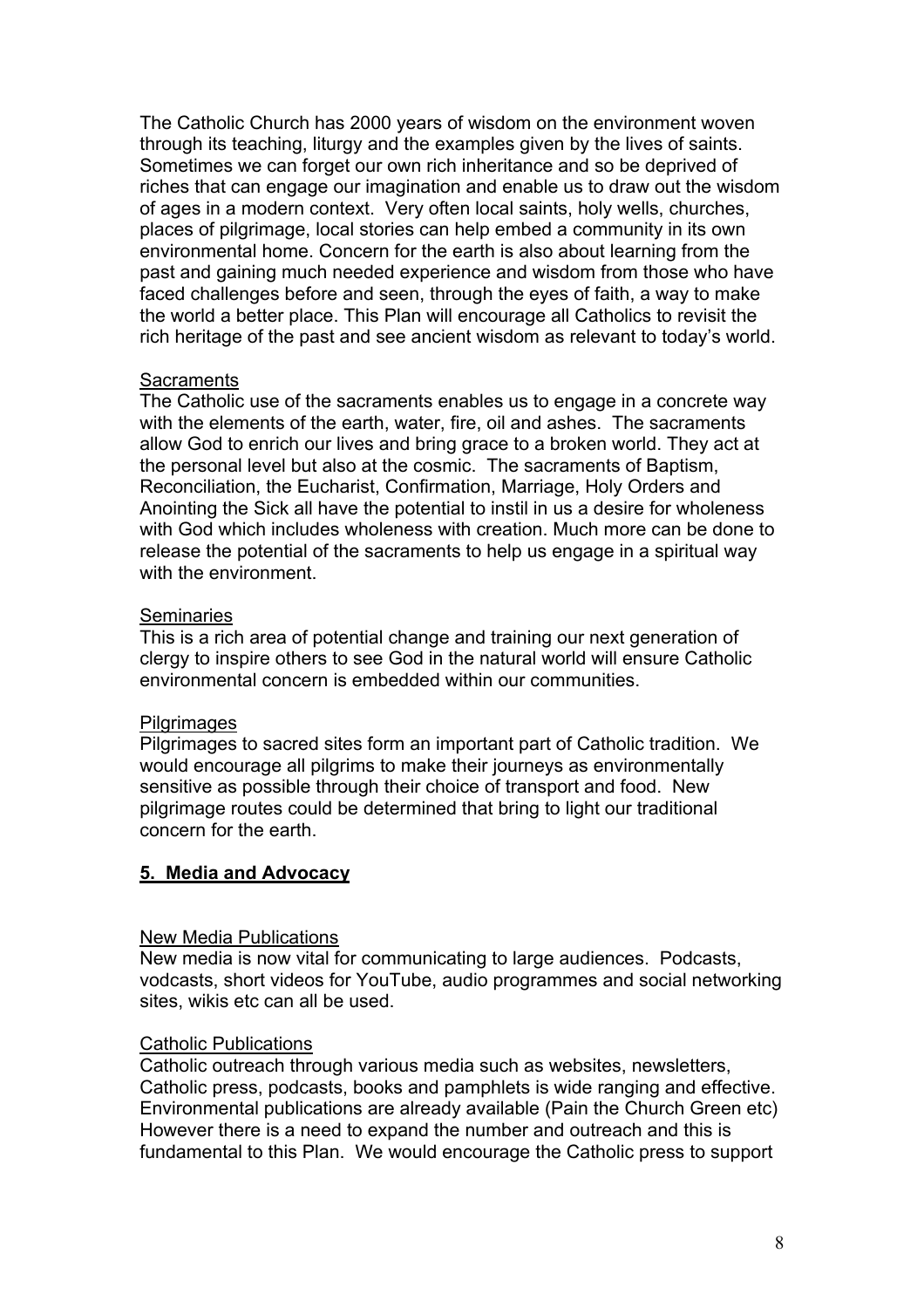The Catholic Church has 2000 years of wisdom on the environment woven through its teaching, liturgy and the examples given by the lives of saints. Sometimes we can forget our own rich inheritance and so be deprived of riches that can engage our imagination and enable us to draw out the wisdom of ages in a modern context. Very often local saints, holy wells, churches, places of pilgrimage, local stories can help embed a community in its own environmental home. Concern for the earth is also about learning from the past and gaining much needed experience and wisdom from those who have faced challenges before and seen, through the eyes of faith, a way to make the world a better place. This Plan will encourage all Catholics to revisit the rich heritage of the past and see ancient wisdom as relevant to today's world.

<u>Sacraments</u>

The Catholic use of the sacraments enables us to engage in a concrete way with the elements of the earth, water, fire, oil and ashes. The sacraments allow God to enrich our lives and bring grace to a broken world. They act at the personal level but also at the cosmic. The sacraments of Baptism, Reconciliation, the Eucharist, Confirmation, Marriage, Holy Orders and Anointing the Sick all have the potential to instil in us a desire for wholeness with God which includes wholeness with creation. Much more can be done to release the potential of the sacraments to help us engage in a spiritual way with the environment.

<u>Seminaries</u>

This is a rich area of potential change and training our next generation of clergy to inspire others to see God in the natural world will ensure Catholic environmental concern is embedded within our communities.

<u>Pilgrimages</u>

Pilgrimages to sacred sites form an important part of Catholic tradition. We would encourage all pilgrims to make their journeys as environmentally sensitive as possible through their choice of transport and food. New pilgrimage routes could be determined that bring to light our traditional concern for the earth.

## 5. Media and Advocacy

<u>New Media Publications</u>

New media is now vital for communicating to large audiences. Podcasts, vodcasts, short videos for YouTube, audio programmes and social networking sites, wikis etc can all be used.

<u>Catholic Publications</u>

Catholic outreach through various media such as websites, newsletters, Catholic press, podcasts, books and pamphlets is wide ranging and effective. Environmental publications are already available (Pain the Church Green etc) However there is a need to expand the number and outreach and this is fundamental to this Plan. We would encourage the Catholic press to support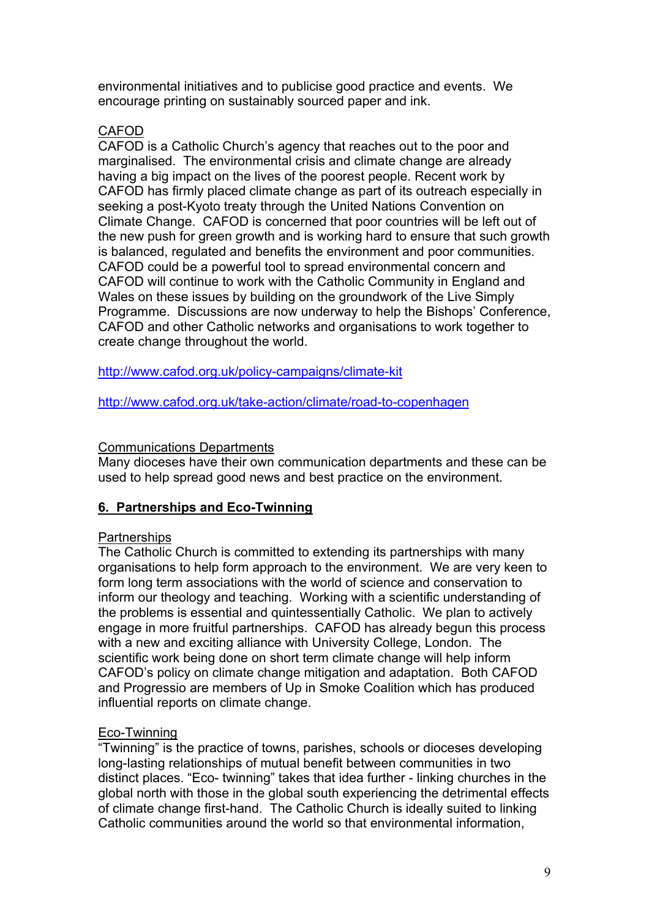environmental initiatives and to publicise good practice and events. We encourage printing on sustainably sourced paper and ink.

CAFOD

CAFOD is a Catholic Church's agency that reaches out to the poor and marginalised. The environmental crisis and climate change are already having a big impact on the lives of the poorest people. Recent work by CAFOD has firmly placed climate change as part of its outreach especially in seeking a post-Kyoto treaty through the United Nations Convention on Climate Change. CAFOD is concerned that poor countries will be left out of the new push for green growth and is working hard to ensure that such growth is balanced, regulated and benefits the environment and poor communities. CAFOD could be a powerful tool to spread environmental concern and CAFOD will continue to work with the Catholic Community in England and Wales on these issues by building on the groundwork of the Live Simply Programme. Discussions are now underway to help the Bishops' Conference, CAFOD and other Catholic networks and organisations to work together to create change throughout the world.

http://www.cafod.org.uk/policy-campaigns/climate-kit

http://www.cafod.org.uk/take-action/climate/road-to-copenhagen

Communications Departments

Many dioceses have their own communication departments and these can be used to help spread good news and best practice on the environment.

## 6. Partnerships and Eco-Twinning

Partnerships

The Catholic Church is committed to extending its partnerships with many organisations to help form approach to the environment. We are very keen to form long term associations with the world of science and conservation to inform our theology and teaching. Working with a scientific understanding of the problems is essential and quintessentially Catholic. We plan to actively engage in more fruitful partnerships. CAFOD has already begun this process with a new and exciting alliance with University College, London. The scientific work being done on short term climate change will help inform CAFOD's policy on climate change mitigation and adaptation. Both CAFOD and Progressio are members of Up in Smoke Coalition which has produced influential reports on climate change.

Eco-Twinning

"Twinning" is the practice of towns, parishes, schools or dioceses developing long-lasting relationships of mutual benefit between communities in two distinct places. "Eco- twinning" takes that idea further - linking churches in the global north with those in the global south experiencing the detrimental effects of climate change first-hand. The Catholic Church is ideally suited to linking Catholic communities around the world so that environmental information,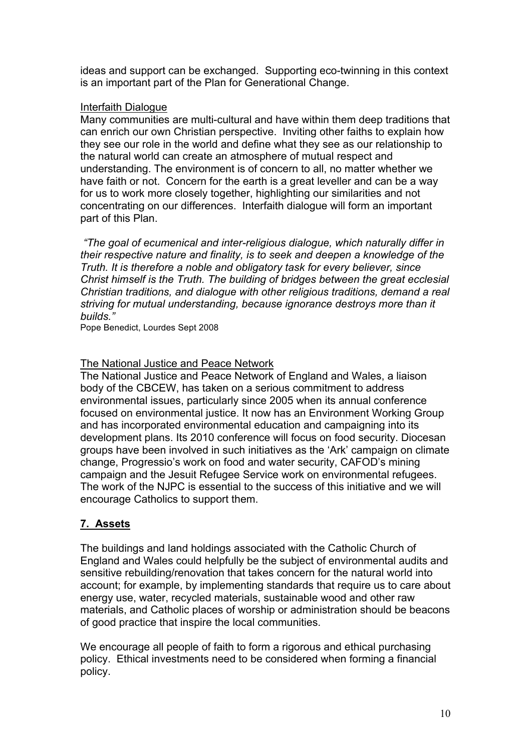ideas and support can be exchanged. Supporting eco-twinning in this context is an important part of the Plan for Generational Change.

Interfaith Dialogue

Many communities are multi-cultural and have within them deep traditions that can enrich our own Christian perspective. Inviting other faiths to explain how they see our role in the world and define what they see as our relationship to the natural world can create an atmosphere of mutual respect and understanding. The environment is of concern to all, no matter whether we have faith or not. Concern for the earth is a great leveller and can be a way for us to work more closely together, highlighting our similarities and not concentrating on our differences. Interfaith dialogue will form an important part of this Plan.

*"The goal of ecumenical and inter-religious dialogue, which naturally differ in their respective nature and finality, is to seek and deepen a knowledge of the Truth. It is therefore a noble and obligatory task for every believer, since Christ himself is the Truth. The building of bridges between the great ecclesial Christian traditions, and dialogue with other religious traditions, demand a real striving for mutual understanding, because ignorance destroys more than it builds."*

Pope Benedict, Lourdes Sept 2008

The National Justice and Peace Network

The National Justice and Peace Network of England and Wales, a liaison body of the CBCEW, has taken on a serious commitment to address environmental issues, particularly since 2005 when its annual conference focused on environmental justice. It now has an Environment Working Group and has incorporated environmental education and campaigning into its development plans. Its 2010 conference will focus on food security. Diocesan groups have been involved in such initiatives as the 'Ark' campaign on climate change, Progressio's work on food and water security, CAFOD's mining campaign and the Jesuit Refugee Service work on environmental refugees. The work of the NJPC is essential to the success of this initiative and we will encourage Catholics to support them.

## 7. Assets

The buildings and land holdings associated with the Catholic Church of England and Wales could helpfully be the subject of environmental audits and sensitive rebuilding/renovation that takes concern for the natural world into account; for example, by implementing standards that require us to care about energy use, water, recycled materials, sustainable wood and other raw materials, and Catholic places of worship or administration should be beacons of good practice that inspire the local communities.

We encourage all people of faith to form a rigorous and ethical purchasing policy. Ethical investments need to be considered when forming a financial policy.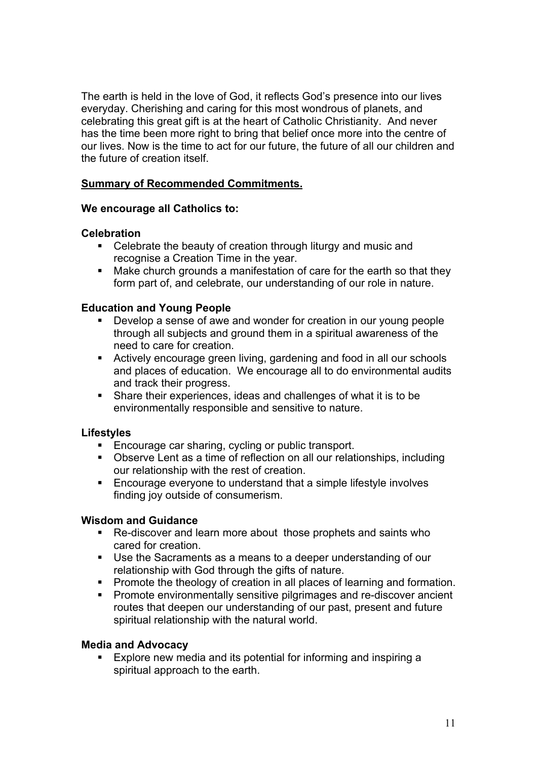The earth is held in the love of God, it reflects God's presence into our lives everyday. Cherishing and caring for this most wondrous of planets, and celebrating this great gift is at the heart of Catholic Christianity. And never has the time been more right to bring that belief once more into the centre of our lives. Now is the time to act for our future, the future of all our children and the future of creation itself.

## Summary of Recommended Commitments.

**We encourage all Catholics to:**

**Celebration**

- Celebrate the beauty of creation through liturgy and music and recognise a Creation Time in the year.
- Make church grounds a manifestation of care for the earth so that they form part of, and celebrate, our understanding of our role in nature.

**Education and Young People**

- Develop a sense of awe and wonder for creation in our young people through all subjects and ground them in a spiritual awareness of the need to care for creation.
- Actively encourage green living, gardening and food in all our schools and places of education. We encourage all to do environmental audits and track their progress.
- Share their experiences, ideas and challenges of what it is to be environmentally responsible and sensitive to nature.

**Lifestyles**

- Encourage car sharing, cycling or public transport.
- Observe Lent as a time of reflection on all our relationships, including our relationship with the rest of creation.
- Encourage everyone to understand that a simple lifestyle involves finding joy outside of consumerism.

**Wisdom and Guidance**

- Re-discover and learn more about those prophets and saints who cared for creation.
- Use the Sacraments as a means to a deeper understanding of our relationship with God through the gifts of nature.
- Promote the theology of creation in all places of learning and formation.
- Promote environmentally sensitive pilgrimages and re-discover ancient routes that deepen our understanding of our past, present and future spiritual relationship with the natural world.

**Media and Advocacy**

- Explore new media and its potential for informing and inspiring a spiritual approach to the earth.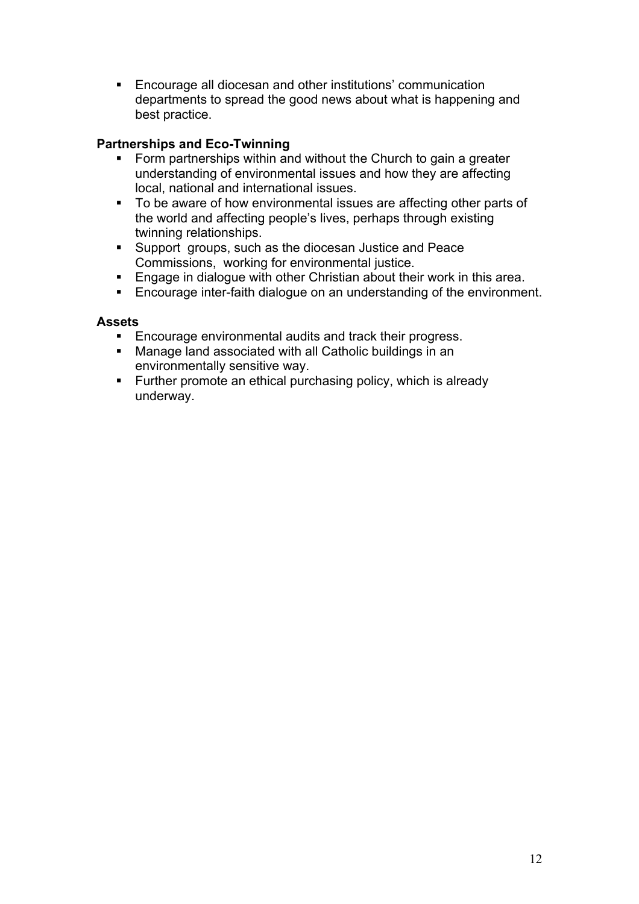- Encourage all diocesan and other institutions' communication departments to spread the good news about what is happening and best practice.

**Partnerships and Eco-Twinning**

- Form partnerships within and without the Church to gain a greater understanding of environmental issues and how they are affecting local, national and international issues.
- To be aware of how environmental issues are affecting other parts of the world and affecting people's lives, perhaps through existing twinning relationships.
- Support groups, such as the diocesan Justice and Peace Commissions, working for environmental justice.
- Engage in dialogue with other Christian about their work in this area.
- Encourage inter-faith dialogue on an understanding of the environment.

**Assets**

- Encourage environmental audits and track their progress.
- Manage land associated with all Catholic buildings in an environmentally sensitive way.
- Further promote an ethical purchasing policy, which is already underway.